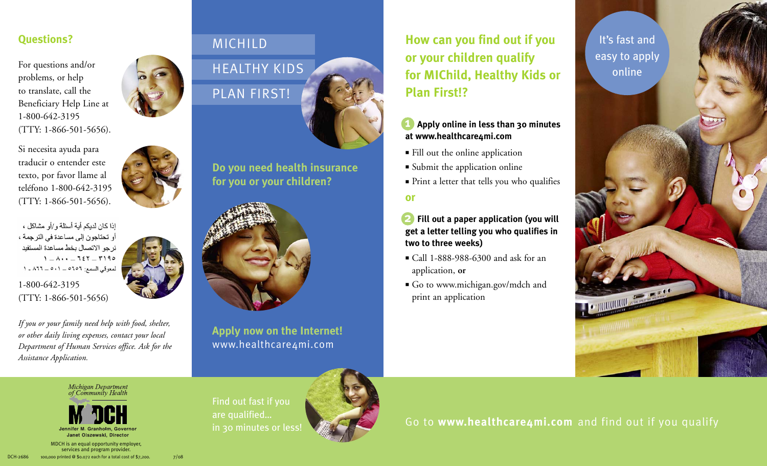## Questions?

For questions and/or problems, or help to translate, call the Beneficiary Help Line at 1-800-642-3195 (TTY: 1-866-501-5656).

Si necesita ayuda para traducir o entender este texto, por favor llame al teléfono 1-800-642-3195 (TTY: 1-866-501-5656).

إذا كان لديكم أية أسئلة و/أو مشاكل ، أو تحتاجون إلى مساعدة في الترجمة ، نرجو الاتصال بخط مساعدة المستفيد ١ ـ ٨٠٠ ـ ٦٤٢ ـ ٣١٩٥ لمعوقي السمع: ١ ـ ٨٦٦ ـ ٥٠١ ـ ٥٦٥٦

1-800-642-3195 (TTY: 1-866-501-5656)

*If you or your family need help with food, shelter, or other daily living expenses, contact your local Department of Human Services office. Ask for the Assistance Application.*

Michigan Department of Community Health

MDCH

Jennifer M. Granholm, Governor
Janet Olszewski, Director

MDCH is an equal opportunity employer, services and program provider.

DCH-2686 100,000 printed @ $0.072 each for a total cost of $7,200. 7/08

# MICHILD
# HEALTHY KIDS
# PLAN FIRST!

## Do you need health insurance for you or your children?

**Apply now on the Internet!**
www.healthcare4mi.com

Find out fast if you are qualified... in 30 minutes or less!

## How can you find out if you or your children qualify for MIChild, Healthy Kids or Plan First!?

**1 Apply online in less than 30 minutes at www.healthcare4mi.com**

- Fill out the online application
- Submit the application online
- Print a letter that tells you who qualifies

**or**

**2 Fill out a paper application (you will get a letter telling you who qualifies in two to three weeks)**

- Call 1-888-988-6300 and ask for an application, **or**
- Go to www.michigan.gov/mdch and print an application

It's fast and easy to apply online

Go to **www.healthcare4mi.com** and find out if you qualify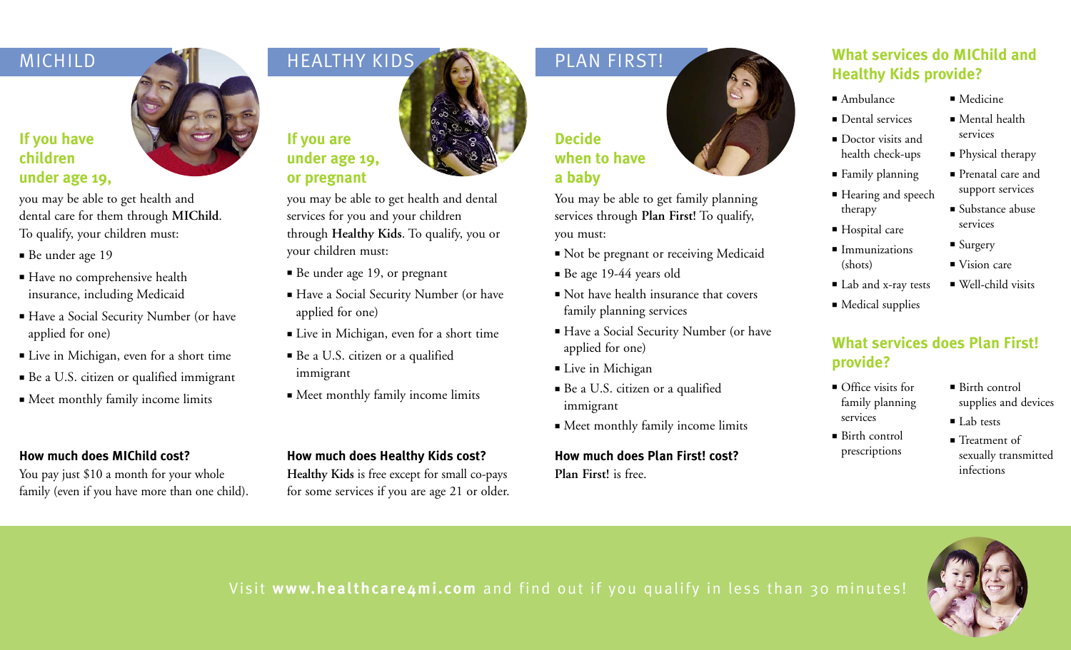## MICHILD

### If you have children under age 19,

you may be able to get health and dental care for them through **MIChild**. To qualify, your children must:

- Be under age 19
- Have no comprehensive health insurance, including Medicaid
- Have a Social Security Number (or have applied for one)
- Live in Michigan, even for a short time
- Be a U.S. citizen or qualified immigrant
- Meet monthly family income limits

#### How much does MIChild cost?

You pay just $10 a month for your whole family (even if you have more than one child).

## HEALTHY KIDS

### If you are under age 19, or pregnant

you may be able to get health and dental services for you and your children through **Healthy Kids**. To qualify, you or your children must:

- Be under age 19, or pregnant
- Have a Social Security Number (or have applied for one)
- Live in Michigan, even for a short time
- Be a U.S. citizen or a qualified immigrant
- Meet monthly family income limits

#### How much does Healthy Kids cost?

**Healthy Kids** is free except for small co-pays for some services if you are age 21 or older.

## PLAN FIRST!

### Decide when to have a baby

You may be able to get family planning services through **Plan First!** To qualify, you must:

- Not be pregnant or receiving Medicaid
- Be age 19-44 years old
- Not have health insurance that covers family planning services
- Have a Social Security Number (or have applied for one)
- Live in Michigan
- Be a U.S. citizen or a qualified immigrant
- Meet monthly family income limits

#### How much does Plan First! cost?

**Plan First!** is free.

### What services do MIChild and Healthy Kids provide?

- Ambulance
- Dental services
- Doctor visits and health check-ups
- Family planning
- Hearing and speech therapy
- Hospital care
- Immunizations (shots)
- Lab and x-ray tests
- Medical supplies
- Medicine
- Mental health services
- Physical therapy
- Prenatal care and support services
- Substance abuse services
- Surgery
- Vision care
- Well-child visits

### What services does Plan First! provide?

- Office visits for family planning services
- Birth control prescriptions
- Birth control supplies and devices
- Lab tests
- Treatment of sexually transmitted infections

Visit **www.healthcare4mi.com** and find out if you qualify in less than 30 minutes!